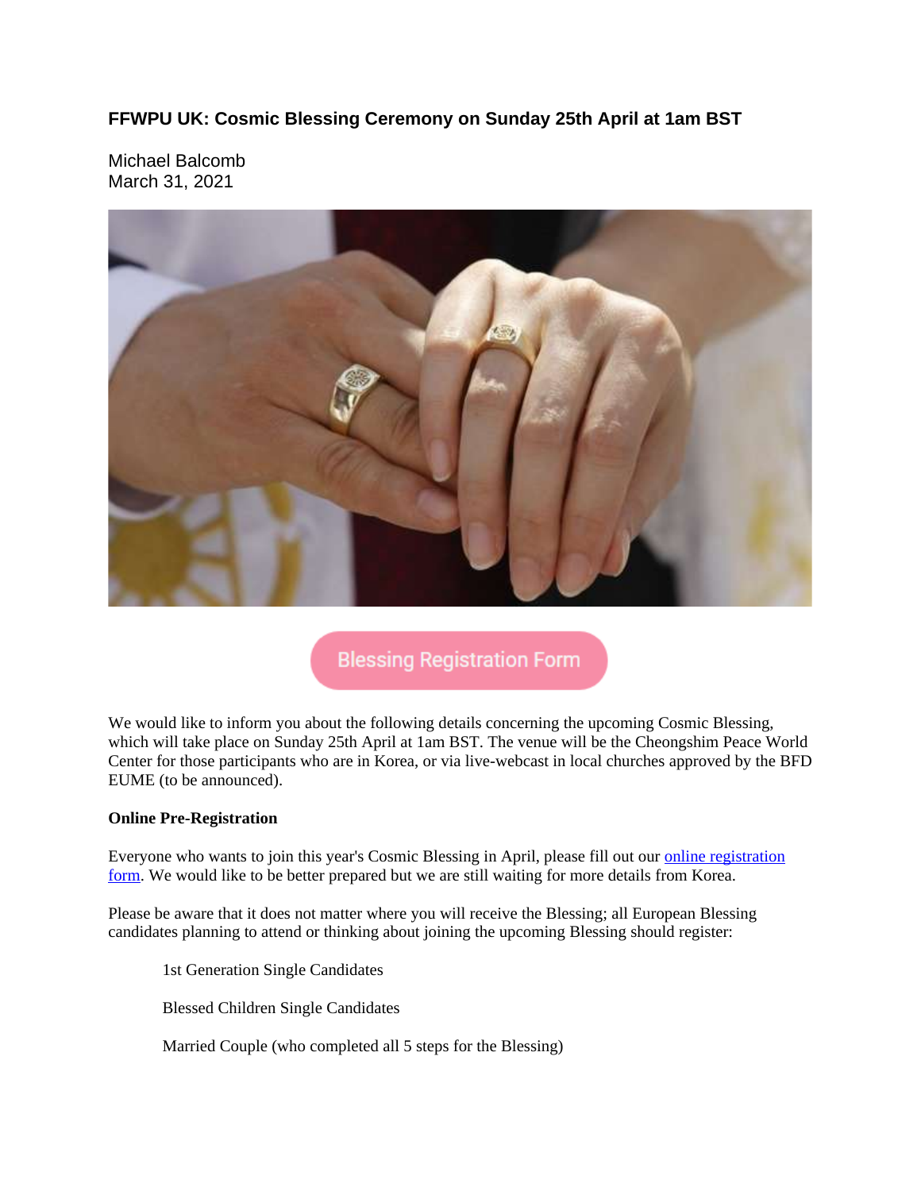# FFWPU UK: Cosmic Blessing Ceremony on Sunday 25th April at 1am BST

Michael Balcomb
March 31, 2021

Blessing Registration Form

We would like to inform you about the following details concerning the upcoming Cosmic Blessing, which will take place on Sunday 25th April at 1am BST. The venue will be the Cheongshim Peace World Center for those participants who are in Korea, or via live-webcast in local churches approved by the BFD EUME (to be announced).

**Online Pre-Registration**

Everyone who wants to join this year's Cosmic Blessing in April, please fill out our online registration form. We would like to be better prepared but we are still waiting for more details from Korea.

Please be aware that it does not matter where you will receive the Blessing; all European Blessing candidates planning to attend or thinking about joining the upcoming Blessing should register:

- 1st Generation Single Candidates
- Blessed Children Single Candidates
- Married Couple (who completed all 5 steps for the Blessing)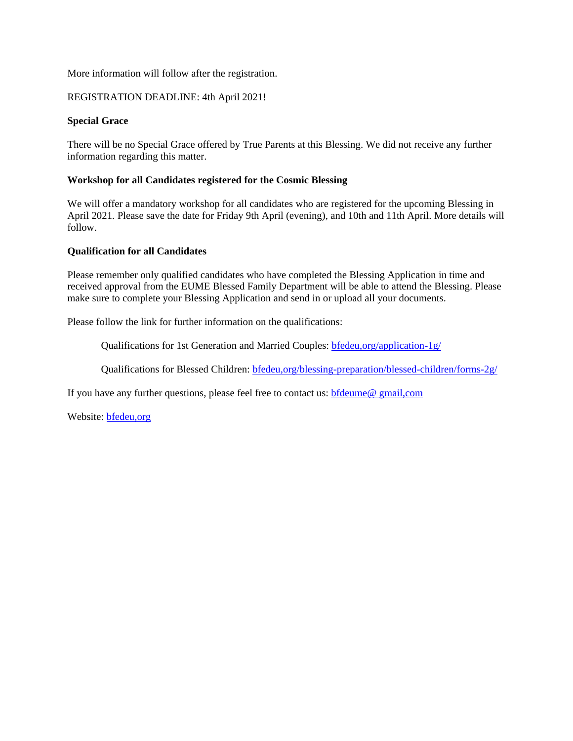More information will follow after the registration.

REGISTRATION DEADLINE: 4th April 2021!

**Special Grace**

There will be no Special Grace offered by True Parents at this Blessing. We did not receive any further information regarding this matter.

**Workshop for all Candidates registered for the Cosmic Blessing**

We will offer a mandatory workshop for all candidates who are registered for the upcoming Blessing in April 2021. Please save the date for Friday 9th April (evening), and 10th and 11th April. More details will follow.

**Qualification for all Candidates**

Please remember only qualified candidates who have completed the Blessing Application in time and received approval from the EUME Blessed Family Department will be able to attend the Blessing. Please make sure to complete your Blessing Application and send in or upload all your documents.

Please follow the link for further information on the qualifications:

> Qualifications for 1st Generation and Married Couples: bfedeu,org/application-1g/
>
> Qualifications for Blessed Children: bfedeu,org/blessing-preparation/blessed-children/forms-2g/

If you have any further questions, please feel free to contact us: bfdeume@ gmail,com

Website: bfedeu,org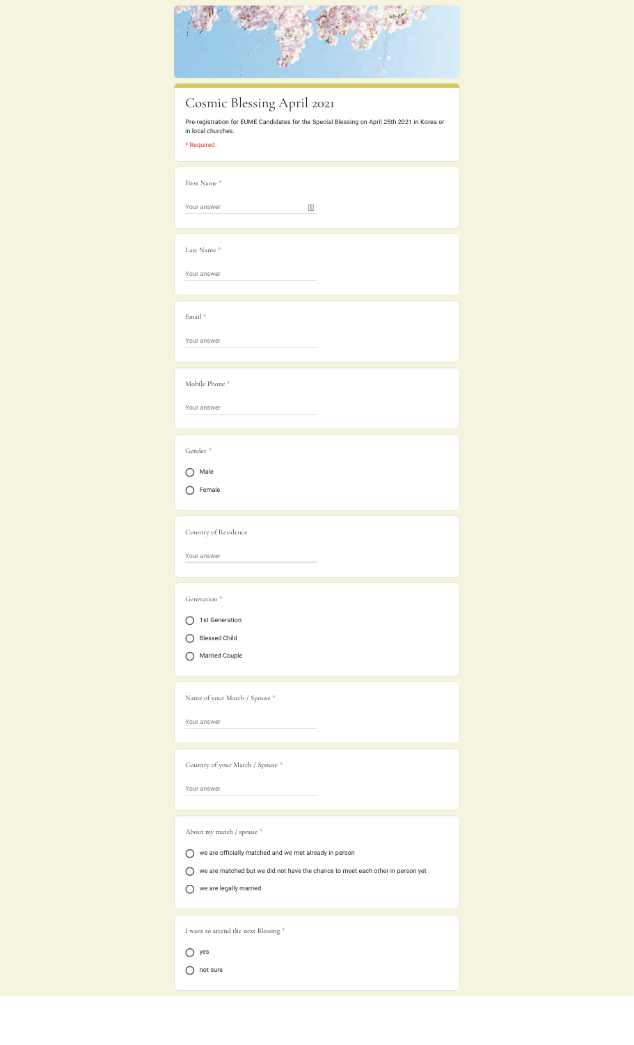# Cosmic Blessing April 2021

Pre-registration for EUME Candidates for the Special Blessing on April 25th 2021 in Korea or in local churches.

* Required

First Name *

Your answer

Last Name *

Your answer

Email *

Your answer

Mobile Phone *

Your answer

Gender *

- Male
- Female

Country of Residence

Your answer

Generation *

- 1st Generation
- Blessed Child
- Married Couple

Name of your Match / Spouse *

Your answer

Country of your Match / Spouse *

Your answer

About my match / spouse *

- we are officially matched and we met already in person
- we are matched but we did not have the chance to meet each other in person yet
- we are legally married

I want to attend the next Blessing *

- yes
- not sure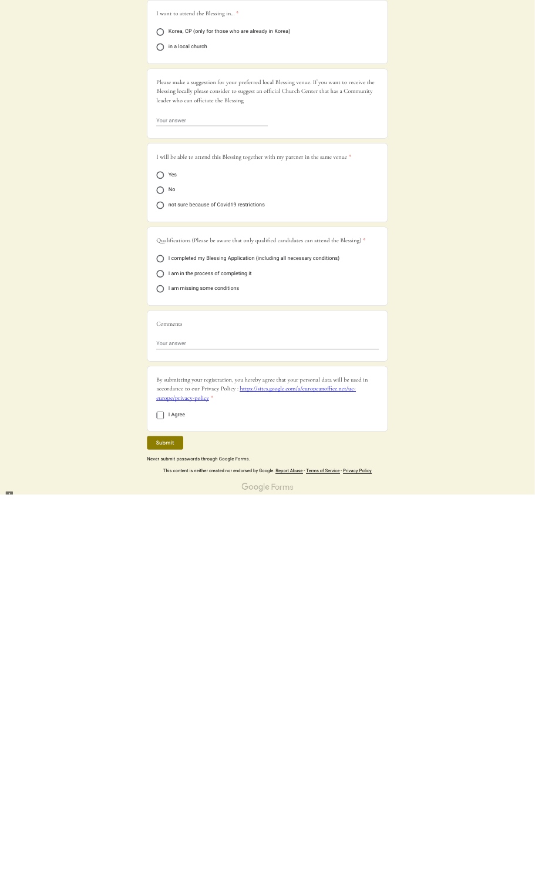I want to attend the Blessing in... *

- ○ Korea, CP (only for those who are already in Korea)
- ○ in a local church

Please make a suggestion for your preferred local Blessing venue. If you want to receive the Blessing locally please consider to suggest an official Church Center that has a Community leader who can officiate the Blessing

Your answer

I will be able to attend this Blessing together with my partner in the same venue *

- ○ Yes
- ○ No
- ○ not sure because of Covid19 restrictions

Qualifications (Please be aware that only qualified candidates can attend the Blessing) *

- ○ I completed my Blessing Application (including all necessary conditions)
- ○ I am in the process of completing it
- ○ I am missing some conditions

Comments

Your answer

By submitting your registration, you hereby agree that your personal data will be used in accordance to our Privacy Policy : https://sites.google.com/a/europeanoffice.net/uc-europe/privacy-policy *

- ☐ I Agree

Submit

Never submit passwords through Google Forms.

This content is neither created nor endorsed by Google. Report Abuse - Terms of Service - Privacy Policy

Google Forms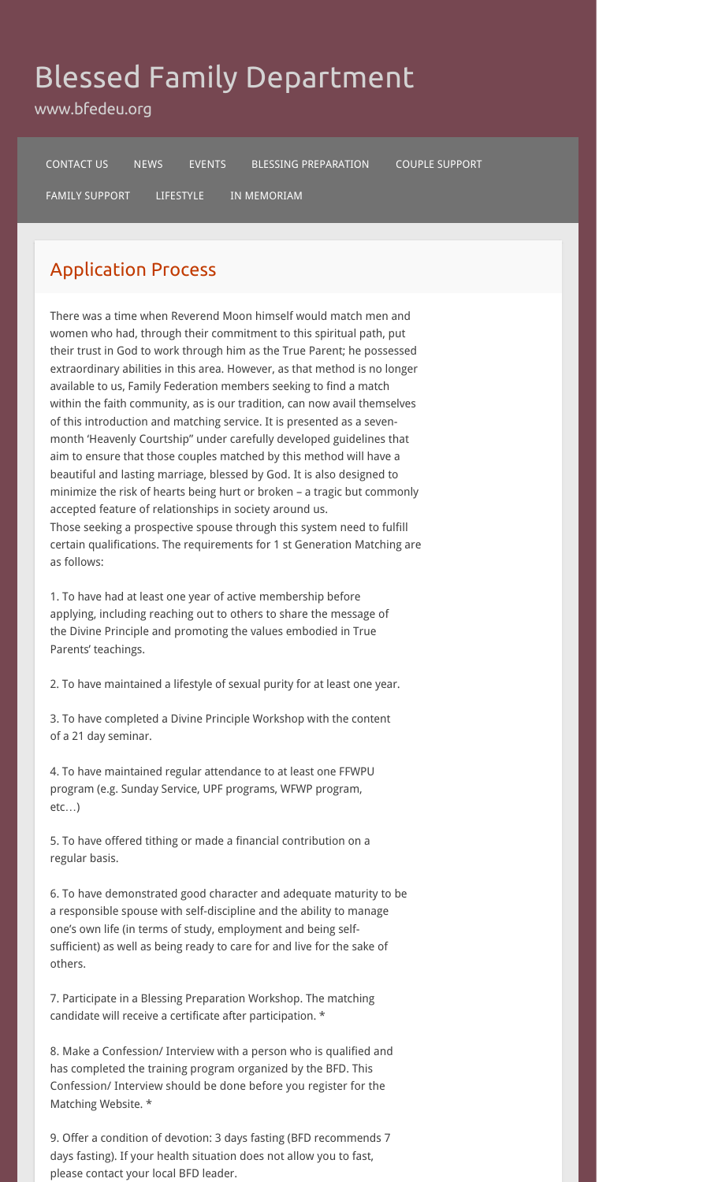# Blessed Family Department

www.bfedeu.org

CONTACT US NEWS EVENTS BLESSING PREPARATION COUPLE SUPPORT FAMILY SUPPORT LIFESTYLE IN MEMORIAM

## Application Process

There was a time when Reverend Moon himself would match men and women who had, through their commitment to this spiritual path, put their trust in God to work through him as the True Parent; he possessed extraordinary abilities in this area. However, as that method is no longer available to us, Family Federation members seeking to find a match within the faith community, as is our tradition, can now avail themselves of this introduction and matching service. It is presented as a seven-month 'Heavenly Courtship" under carefully developed guidelines that aim to ensure that those couples matched by this method will have a beautiful and lasting marriage, blessed by God. It is also designed to minimize the risk of hearts being hurt or broken – a tragic but commonly accepted feature of relationships in society around us.
Those seeking a prospective spouse through this system need to fulfill certain qualifications. The requirements for 1 st Generation Matching are as follows:

1. To have had at least one year of active membership before applying, including reaching out to others to share the message of the Divine Principle and promoting the values embodied in True Parents' teachings.

2. To have maintained a lifestyle of sexual purity for at least one year.

3. To have completed a Divine Principle Workshop with the content of a 21 day seminar.

4. To have maintained regular attendance to at least one FFWPU program (e.g. Sunday Service, UPF programs, WFWP program, etc…)

5. To have offered tithing or made a financial contribution on a regular basis.

6. To have demonstrated good character and adequate maturity to be a responsible spouse with self-discipline and the ability to manage one's own life (in terms of study, employment and being self-sufficient) as well as being ready to care for and live for the sake of others.

7. Participate in a Blessing Preparation Workshop. The matching candidate will receive a certificate after participation. *

8. Make a Confession/ Interview with a person who is qualified and has completed the training program organized by the BFD. This Confession/ Interview should be done before you register for the Matching Website. *

9. Offer a condition of devotion: 3 days fasting (BFD recommends 7 days fasting). If your health situation does not allow you to fast, please contact your local BFD leader.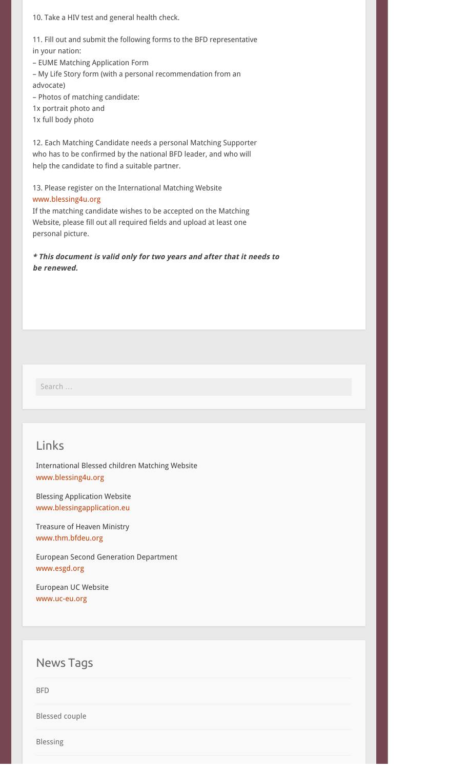10. Take a HIV test and general health check.

11. Fill out and submit the following forms to the BFD representative in your nation:
– EUME Matching Application Form
– My Life Story form (with a personal recommendation from an advocate)
– Photos of matching candidate:
1x portrait photo and
1x full body photo

12. Each Matching Candidate needs a personal Matching Supporter who has to be confirmed by the national BFD leader, and who will help the candidate to find a suitable partner.

13. Please register on the International Matching Website
www.blessing4u.org
If the matching candidate wishes to be accepted on the Matching Website, please fill out all required fields and upload at least one personal picture.

***\* This document is valid only for two years and after that it needs to be renewed.***

Search …

## Links

International Blessed children Matching Website
www.blessing4u.org

Blessing Application Website
www.blessingapplication.eu

Treasure of Heaven Ministry
www.thm.bfdeu.org

European Second Generation Department
www.esgd.org

European UC Website
www.uc-eu.org

## News Tags

BFD

Blessed couple

Blessing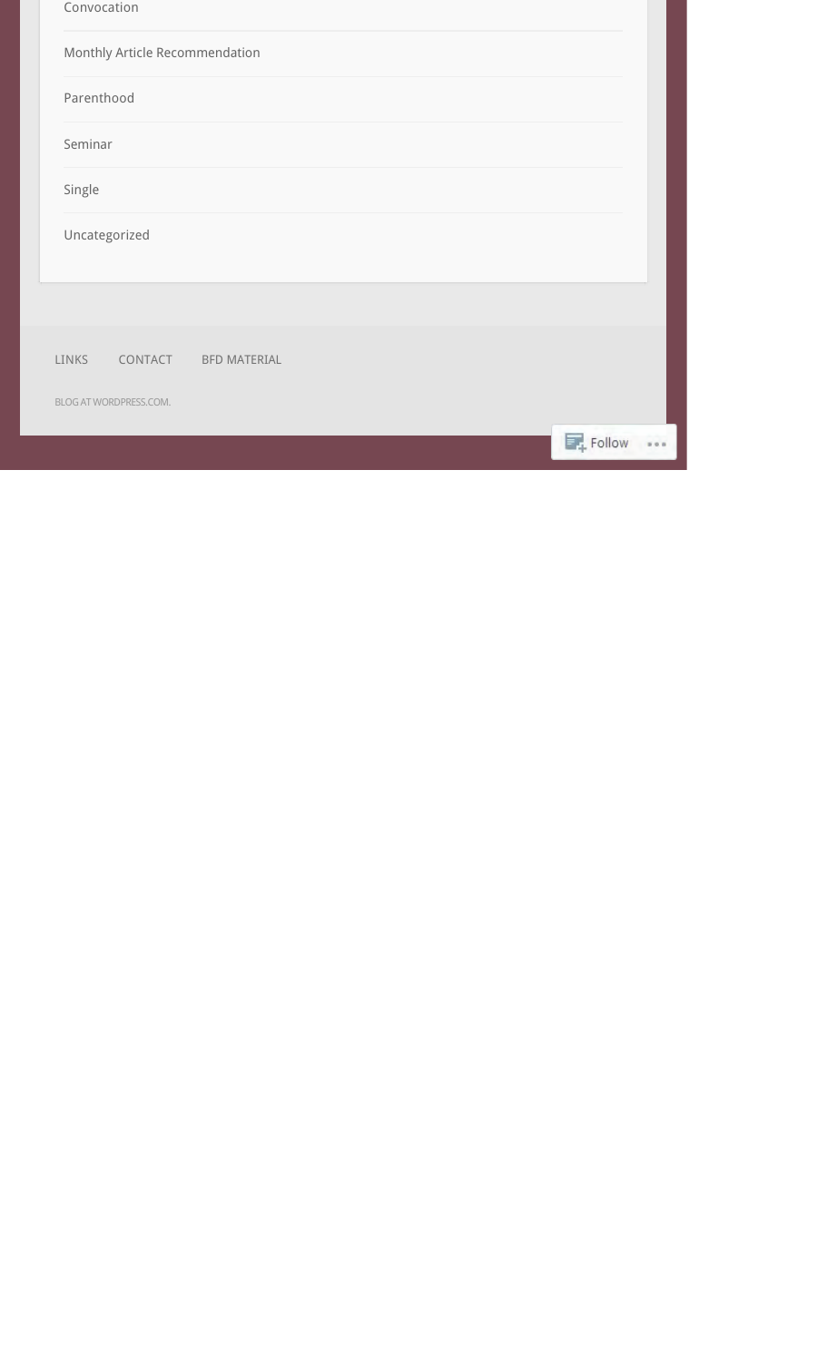- Convocation
- Monthly Article Recommendation
- Parenthood
- Seminar
- Single
- Uncategorized

LINKS CONTACT BFD MATERIAL

BLOG AT WORDPRESS.COM.

Follow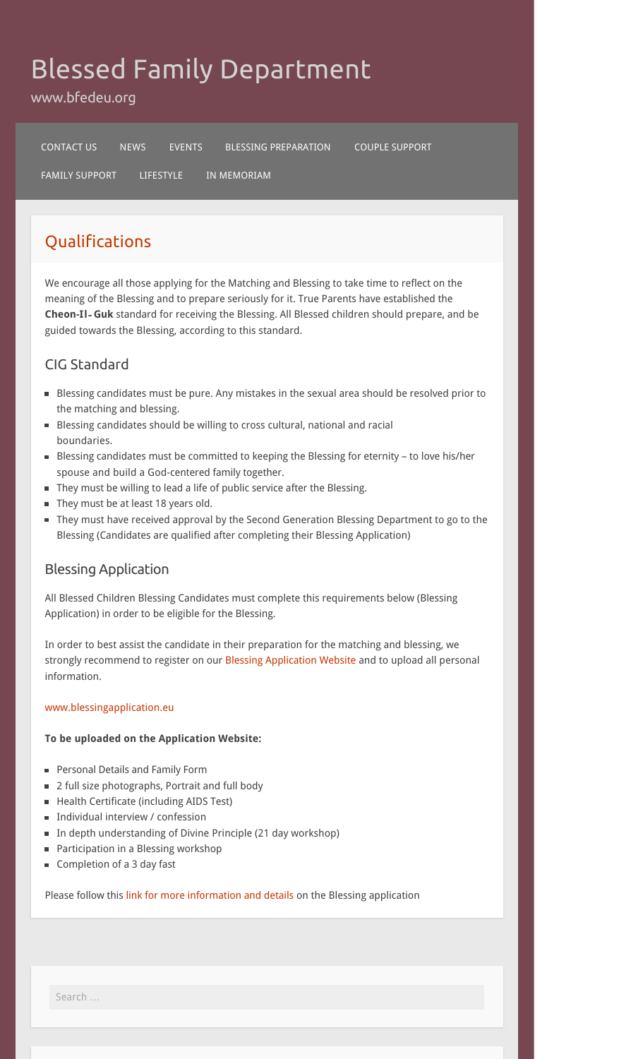# Blessed Family Department

www.bfedeu.org

CONTACT US NEWS EVENTS BLESSING PREPARATION COUPLE SUPPORT FAMILY SUPPORT LIFESTYLE IN MEMORIAM

## Qualifications

We encourage all those applying for the Matching and Blessing to take time to reflect on the meaning of the Blessing and to prepare seriously for it. True Parents have established the **Cheon-Il- Guk** standard for receiving the Blessing. All Blessed children should prepare, and be guided towards the Blessing, according to this standard.

### CIG Standard

- Blessing candidates must be pure. Any mistakes in the sexual area should be resolved prior to the matching and blessing.
- Blessing candidates should be willing to cross cultural, national and racial boundaries.
- Blessing candidates must be committed to keeping the Blessing for eternity – to love his/her spouse and build a God-centered family together.
- They must be willing to lead a life of public service after the Blessing.
- They must be at least 18 years old.
- They must have received approval by the Second Generation Blessing Department to go to the Blessing (Candidates are qualified after completing their Blessing Application)

### Blessing Application

All Blessed Children Blessing Candidates must complete this requirements below (Blessing Application) in order to be eligible for the Blessing.

In order to best assist the candidate in their preparation for the matching and blessing, we strongly recommend to register on our Blessing Application Website and to upload all personal information.

www.blessingapplication.eu

**To be uploaded on the Application Website:**

- Personal Details and Family Form
- 2 full size photographs, Portrait and full body
- Health Certificate (including AIDS Test)
- Individual interview / confession
- In depth understanding of Divine Principle (21 day workshop)
- Participation in a Blessing workshop
- Completion of a 3 day fast

Please follow this link for more information and details on the Blessing application

Search …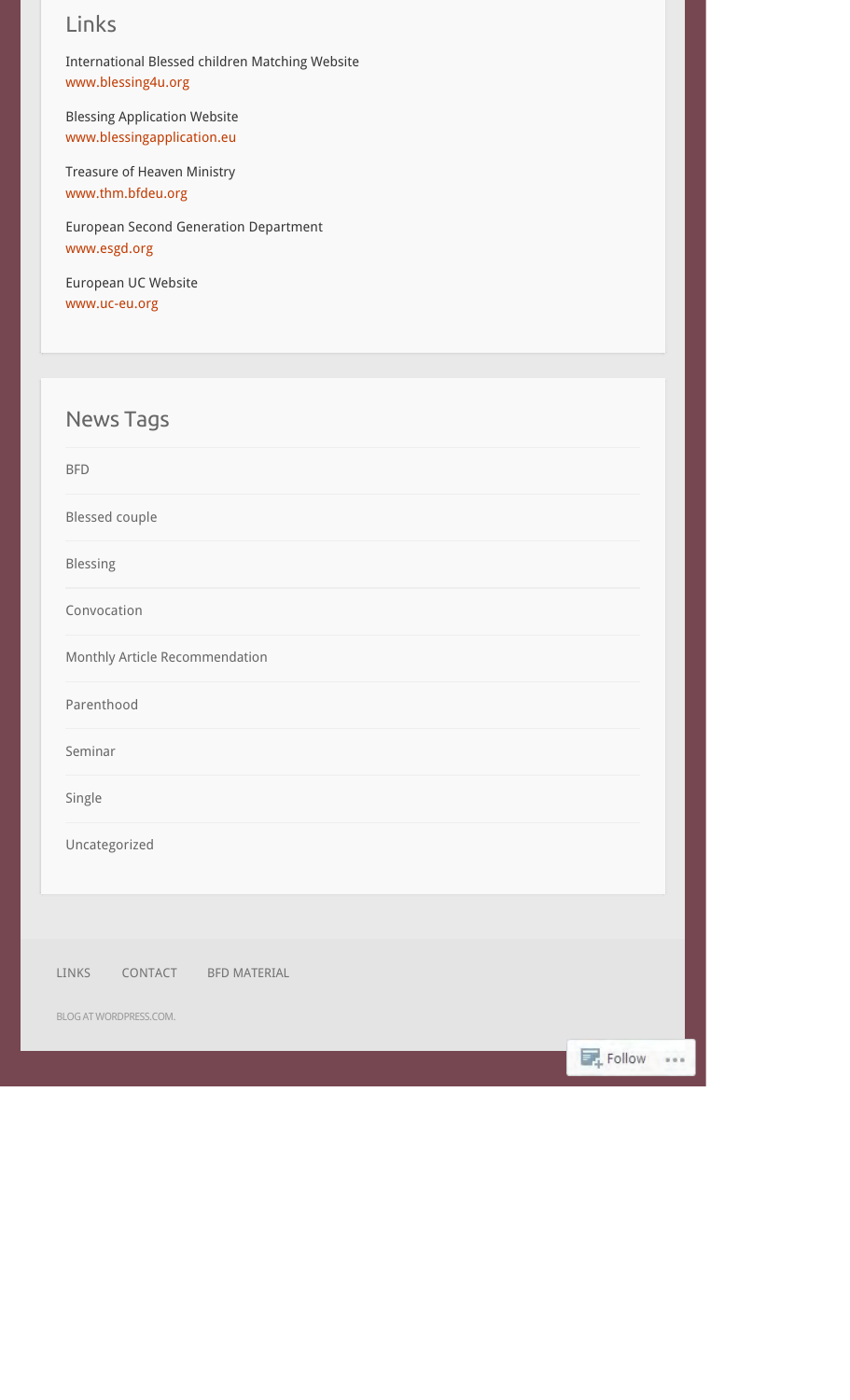## Links

International Blessed children Matching Website
www.blessing4u.org

Blessing Application Website
www.blessingapplication.eu

Treasure of Heaven Ministry
www.thm.bfdeu.org

European Second Generation Department
www.esgd.org

European UC Website
www.uc-eu.org

## News Tags

- BFD
- Blessed couple
- Blessing
- Convocation
- Monthly Article Recommendation
- Parenthood
- Seminar
- Single
- Uncategorized

LINKS CONTACT BFD MATERIAL

BLOG AT WORDPRESS.COM.

Follow